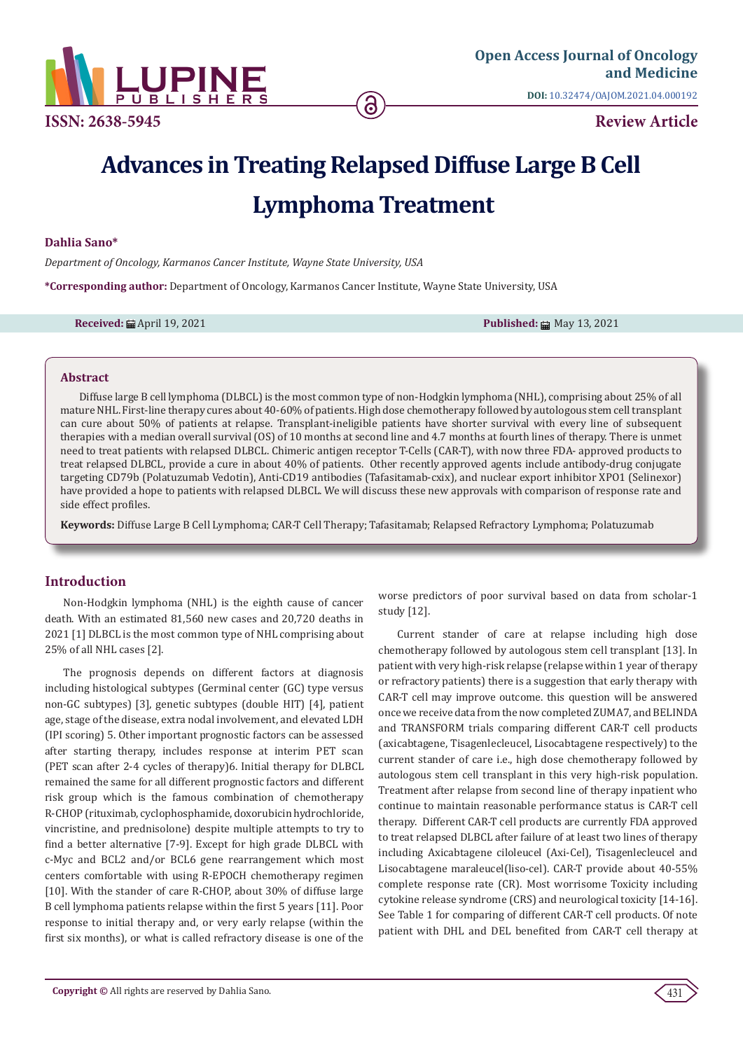Open Access Journal of Oncology and Medicine

DOI: 10.32474/OAJOM.2021.04.000192

ISSN: 2638-5945

Review Article

# Advances in Treating Relapsed Diffuse Large B Cell Lymphoma Treatment

**Dahlia Sano***

*Department of Oncology, Karmanos Cancer Institute, Wayne State University, USA*

**\*Corresponding author:** Department of Oncology, Karmanos Cancer Institute, Wayne State University, USA

**Received:** April 19, 2021 **Published:** May 13, 2021

## Abstract

Diffuse large B cell lymphoma (DLBCL) is the most common type of non-Hodgkin lymphoma (NHL), comprising about 25% of all mature NHL. First-line therapy cures about 40-60% of patients. High dose chemotherapy followed by autologous stem cell transplant can cure about 50% of patients at relapse. Transplant-ineligible patients have shorter survival with every line of subsequent therapies with a median overall survival (OS) of 10 months at second line and 4.7 months at fourth lines of therapy. There is unmet need to treat patients with relapsed DLBCL. Chimeric antigen receptor T-Cells (CAR-T), with now three FDA- approved products to treat relapsed DLBCL, provide a cure in about 40% of patients. Other recently approved agents include antibody-drug conjugate targeting CD79b (Polatuzumab Vedotin), Anti-CD19 antibodies (Tafasitamab-cxix), and nuclear export inhibitor XPO1 (Selinexor) have provided a hope to patients with relapsed DLBCL. We will discuss these new approvals with comparison of response rate and side effect profiles.

**Keywords:** Diffuse Large B Cell Lymphoma; CAR-T Cell Therapy; Tafasitamab; Relapsed Refractory Lymphoma; Polatuzumab

## Introduction

Non-Hodgkin lymphoma (NHL) is the eighth cause of cancer death. With an estimated 81,560 new cases and 20,720 deaths in 2021 [1] DLBCL is the most common type of NHL comprising about 25% of all NHL cases [2].

The prognosis depends on different factors at diagnosis including histological subtypes (Germinal center (GC) type versus non-GC subtypes) [3], genetic subtypes (double HIT) [4], patient age, stage of the disease, extra nodal involvement, and elevated LDH (IPI scoring) 5. Other important prognostic factors can be assessed after starting therapy, includes response at interim PET scan (PET scan after 2-4 cycles of therapy)6. Initial therapy for DLBCL remained the same for all different prognostic factors and different risk group which is the famous combination of chemotherapy R-CHOP (rituximab, cyclophosphamide, doxorubicin hydrochloride, vincristine, and prednisolone) despite multiple attempts to try to find a better alternative [7-9]. Except for high grade DLBCL with c-Myc and BCL2 and/or BCL6 gene rearrangement which most centers comfortable with using R-EPOCH chemotherapy regimen [10]. With the stander of care R-CHOP, about 30% of diffuse large B cell lymphoma patients relapse within the first 5 years [11]. Poor response to initial therapy and, or very early relapse (within the first six months), or what is called refractory disease is one of the worse predictors of poor survival based on data from scholar-1 study [12].

Current stander of care at relapse including high dose chemotherapy followed by autologous stem cell transplant [13]. In patient with very high-risk relapse (relapse within 1 year of therapy or refractory patients) there is a suggestion that early therapy with CAR-T cell may improve outcome. this question will be answered once we receive data from the now completed ZUMA7, and BELINDA and TRANSFORM trials comparing different CAR-T cell products (axicabtagene, Tisagenlecleucel, Lisocabtagene respectively) to the current stander of care i.e., high dose chemotherapy followed by autologous stem cell transplant in this very high-risk population. Treatment after relapse from second line of therapy inpatient who continue to maintain reasonable performance status is CAR-T cell therapy. Different CAR-T cell products are currently FDA approved to treat relapsed DLBCL after failure of at least two lines of therapy including Axicabtagene ciloleucel (Axi-Cel), Tisagenlecleucel and Lisocabtagene maraleucel(liso-cel). CAR-T provide about 40-55% complete response rate (CR). Most worrisome Toxicity including cytokine release syndrome (CRS) and neurological toxicity [14-16]. See Table 1 for comparing of different CAR-T cell products. Of note patient with DHL and DEL benefited from CAR-T cell therapy at

**Copyright ©** All rights are reserved by Dahlia Sano.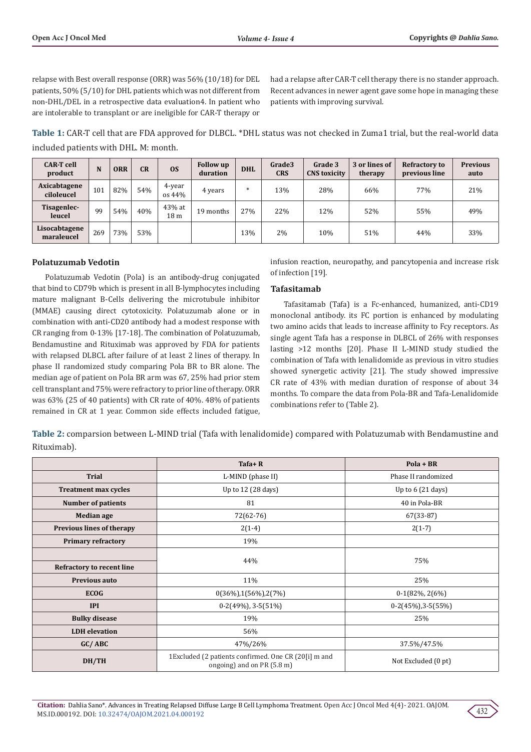relapse with Best overall response (ORR) was 56% (10/18) for DEL patients, 50% (5/10) for DHL patients which was not different from non-DHL/DEL in a retrospective data evaluation4. In patient who are intolerable to transplant or are ineligible for CAR-T therapy or had a relapse after CAR-T cell therapy there is no stander approach. Recent advances in newer agent gave some hope in managing these patients with improving survival.

**Table 1:** CAR-T cell that are FDA approved for DLBCL. *DHL status was not checked in Zuma1 trial, but the real-world data included patients with DHL. M: month.

| CAR-T cell product | N | ORR | CR | OS | Follow up duration | DHL | Grade3 CRS | Grade 3 CNS toxicity | 3 or lines of therapy | Refractory to previous line | Previous auto |
|---|---|---|---|---|---|---|---|---|---|---|---|
| Axicabtagene ciloleucel | 101 | 82% | 54% | 4-year os 44% | 4 years | * | 13% | 28% | 66% | 77% | 21% |
| Tisagenlec-leucel | 99 | 54% | 40% | 43% at 18 m | 19 months | 27% | 22% | 12% | 52% | 55% | 49% |
| Lisocabtagene maraleucel | 269 | 73% | 53% | | | 13% | 2% | 10% | 51% | 44% | 33% |

### Polatuzumab Vedotin

Polatuzumab Vedotin (Pola) is an antibody-drug conjugated that bind to CD79b which is present in all B-lymphocytes including mature malignant B-Cells delivering the microtubule inhibitor (MMAE) causing direct cytotoxicity. Polatuzumab alone or in combination with anti-CD20 antibody had a modest response with CR ranging from 0-13% [17-18]. The combination of Polatuzumab, Bendamustine and Rituximab was approved by FDA for patients with relapsed DLBCL after failure of at least 2 lines of therapy. In phase II randomized study comparing Pola BR to BR alone. The median age of patient on Pola BR arm was 67, 25% had prior stem cell transplant and 75% were refractory to prior line of therapy. ORR was 63% (25 of 40 patients) with CR rate of 40%. 48% of patients remained in CR at 1 year. Common side effects included fatigue, infusion reaction, neuropathy, and pancytopenia and increase risk of infection [19].

### Tafasitamab

Tafasitamab (Tafa) is a Fc-enhanced, humanized, anti-CD19 monoclonal antibody. its FC portion is enhanced by modulating two amino acids that leads to increase affinity to Fcy receptors. As single agent Tafa has a response in DLBCL of 26% with responses lasting >12 months [20]. Phase II L-MIND study studied the combination of Tafa with lenalidomide as previous in vitro studies showed synergetic activity [21]. The study showed impressive CR rate of 43% with median duration of response of about 34 months. To compare the data from Pola-BR and Tafa-Lenalidomide combinations refer to (Table 2).

**Table 2:** comparsion between L-MIND trial (Tafa with lenalidomide) compared with Polatuzumab with Bendamustine and Rituximab).

| | Tafa+ R | Pola + BR |
|---|---|---|
| **Trial** | L-MIND (phase II) | Phase II randomized |
| **Treatment max cycles** | Up to 12 (28 days) | Up to 6 (21 days) |
| **Number of patients** | 81 | 40 in Pola-BR |
| **Median age** | 72(62-76) | 67(33-87) |
| **Previous lines of therapy** | 2(1-4) | 2(1-7) |
| **Primary refractory** | 19% | |
| **Refractory to recent line** | 44% | 75% |
| **Previous auto** | 11% | 25% |
| **ECOG** | 0(36%),1(56%),2(7%) | 0-1(82%, 2(6%) |
| **IPI** | 0-2(49%), 3-5(51%) | 0-2(45%),3-5(55%) |
| **Bulky disease** | 19% | 25% |
| **LDH elevation** | 56% | |
| **GC/ ABC** | 47%/26% | 37.5%/47.5% |
| **DH/TH** | 1Excluded (2 patients confirmed. One CR (20[i] m and ongoing) and on PR (5.8 m) | Not Excluded (0 pt) |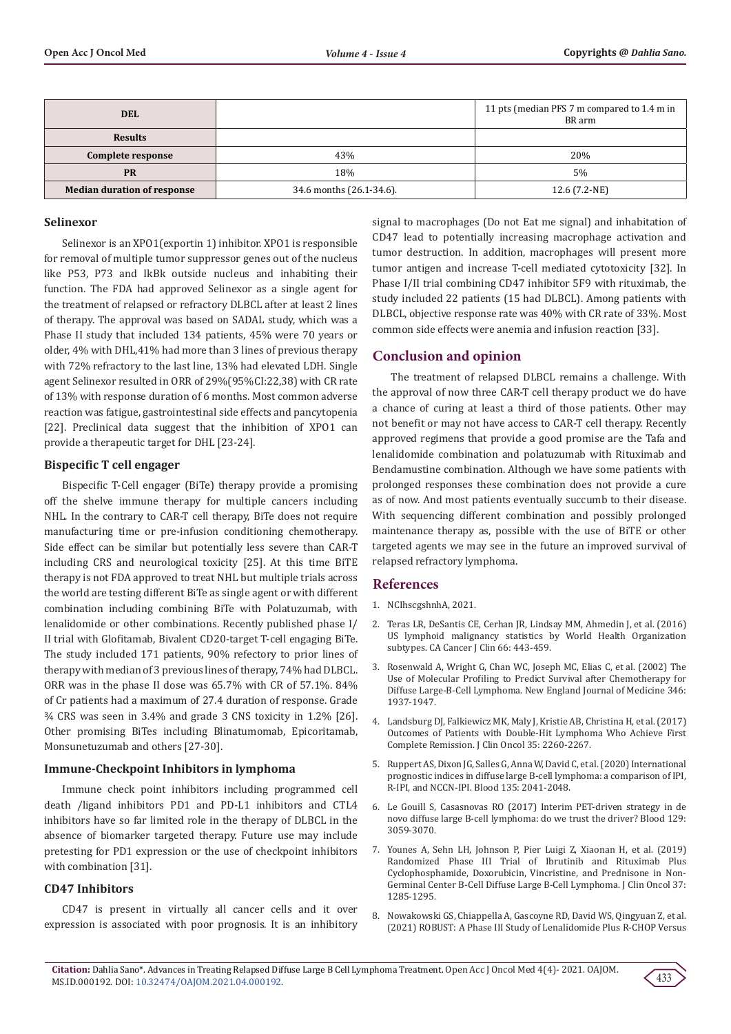| DEL | | 11 pts (median PFS 7 m compared to 1.4 m in BR arm |
|---|---|---|
| **Results** | | |
| **Complete response** | 43% | 20% |
| **PR** | 18% | 5% |
| **Median duration of response** | 34.6 months (26.1-34.6). | 12.6 (7.2-NE) |

### Selinexor

Selinexor is an XPO1(exportin 1) inhibitor. XPO1 is responsible for removal of multiple tumor suppressor genes out of the nucleus like P53, P73 and IkBk outside nucleus and inhabiting their function. The FDA had approved Selinexor as a single agent for the treatment of relapsed or refractory DLBCL after at least 2 lines of therapy. The approval was based on SADAL study, which was a Phase II study that included 134 patients, 45% were 70 years or older, 4% with DHL,41% had more than 3 lines of previous therapy with 72% refractory to the last line, 13% had elevated LDH. Single agent Selinexor resulted in ORR of 29%(95%CI:22,38) with CR rate of 13% with response duration of 6 months. Most common adverse reaction was fatigue, gastrointestinal side effects and pancytopenia [22]. Preclinical data suggest that the inhibition of XPO1 can provide a therapeutic target for DHL [23-24].

### Bispecific T cell engager

Bispecific T-Cell engager (BiTe) therapy provide a promising off the shelve immune therapy for multiple cancers including NHL. In the contrary to CAR-T cell therapy, BiTe does not require manufacturing time or pre-infusion conditioning chemotherapy. Side effect can be similar but potentially less severe than CAR-T including CRS and neurological toxicity [25]. At this time BiTE therapy is not FDA approved to treat NHL but multiple trials across the world are testing different BiTe as single agent or with different combination including combining BiTe with Polatuzumab, with lenalidomide or other combinations. Recently published phase I/II trial with Glofitamab, Bivalent CD20-target T-cell engaging BiTe. The study included 171 patients, 90% refectory to prior lines of therapy with median of 3 previous lines of therapy, 74% had DLBCL. ORR was in the phase II dose was 65.7% with CR of 57.1%. 84% of Cr patients had a maximum of 27.4 duration of response. Grade ¾ CRS was seen in 3.4% and grade 3 CNS toxicity in 1.2% [26]. Other promising BiTes including Blinatumomab, Epicoritamab, Monsunetuzumab and others [27-30].

### Immune-Checkpoint Inhibitors in lymphoma

Immune check point inhibitors including programmed cell death /ligand inhibitors PD1 and PD-L1 inhibitors and CTL4 inhibitors have so far limited role in the therapy of DLBCL in the absence of biomarker targeted therapy. Future use may include pretesting for PD1 expression or the use of checkpoint inhibitors with combination [31].

### CD47 Inhibitors

CD47 is present in virtually all cancer cells and it over expression is associated with poor prognosis. It is an inhibitory signal to macrophages (Do not Eat me signal) and inhabitation of CD47 lead to potentially increasing macrophage activation and tumor destruction. In addition, macrophages will present more tumor antigen and increase T-cell mediated cytotoxicity [32]. In Phase I/II trial combining CD47 inhibitor 5F9 with rituximab, the study included 22 patients (15 had DLBCL). Among patients with DLBCL, objective response rate was 40% with CR rate of 33%. Most common side effects were anemia and infusion reaction [33].

## Conclusion and opinion

The treatment of relapsed DLBCL remains a challenge. With the approval of now three CAR-T cell therapy product we do have a chance of curing at least a third of those patients. Other may not benefit or may not have access to CAR-T cell therapy. Recently approved regimens that provide a good promise are the Tafa and lenalidomide combination and polatuzumab with Rituximab and Bendamustine combination. Although we have some patients with prolonged responses these combination does not provide a cure as of now. And most patients eventually succumb to their disease. With sequencing different combination and possibly prolonged maintenance therapy as, possible with the use of BiTE or other targeted agents we may see in the future an improved survival of relapsed refractory lymphoma.

## References

1. NCIhscgshnhA, 2021.
2. Teras LR, DeSantis CE, Cerhan JR, Lindsay MM, Ahmedin J, et al. (2016) US lymphoid malignancy statistics by World Health Organization subtypes. CA Cancer J Clin 66: 443-459.
3. Rosenwald A, Wright G, Chan WC, Joseph MC, Elias C, et al. (2002) The Use of Molecular Profiling to Predict Survival after Chemotherapy for Diffuse Large-B-Cell Lymphoma. New England Journal of Medicine 346: 1937-1947.
4. Landsburg DJ, Falkiewicz MK, Maly J, Kristie AB, Christina H, et al. (2017) Outcomes of Patients with Double-Hit Lymphoma Who Achieve First Complete Remission. J Clin Oncol 35: 2260-2267.
5. Ruppert AS, Dixon JG, Salles G, Anna W, David C, et al. (2020) International prognostic indices in diffuse large B-cell lymphoma: a comparison of IPI, R-IPI, and NCCN-IPI. Blood 135: 2041-2048.
6. Le Gouill S, Casasnovas RO (2017) Interim PET-driven strategy in de novo diffuse large B-cell lymphoma: do we trust the driver? Blood 129: 3059-3070.
7. Younes A, Sehn LH, Johnson P, Pier Luigi Z, Xiaonan H, et al. (2019) Randomized Phase III Trial of Ibrutinib and Rituximab Plus Cyclophosphamide, Doxorubicin, Vincristine, and Prednisone in Non-Germinal Center B-Cell Diffuse Large B-Cell Lymphoma. J Clin Oncol 37: 1285-1295.
8. Nowakowski GS, Chiappella A, Gascoyne RD, David WS, Qingyuan Z, et al. (2021) ROBUST: A Phase III Study of Lenalidomide Plus R-CHOP Versus

**Citation:** Dahlia Sano*. Advances in Treating Relapsed Diffuse Large B Cell Lymphoma Treatment. Open Acc J Oncol Med 4(4)- 2021. OAJOM. MS.ID.000192. DOI: 10.32474/OAJOM.2021.04.000192.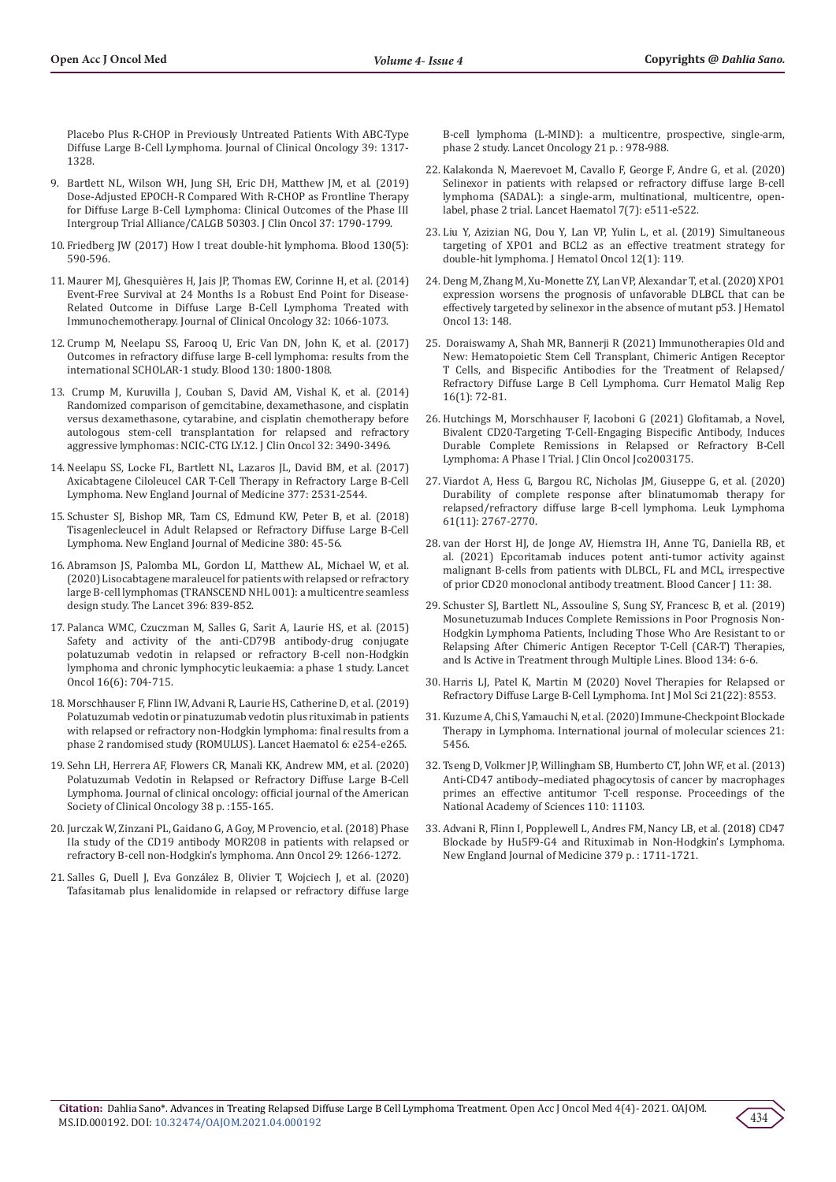Placebo Plus R-CHOP in Previously Untreated Patients With ABC-Type Diffuse Large B-Cell Lymphoma. Journal of Clinical Oncology 39: 1317-1328.

9. Bartlett NL, Wilson WH, Jung SH, Eric DH, Matthew JM, et al. (2019) Dose-Adjusted EPOCH-R Compared With R-CHOP as Frontline Therapy for Diffuse Large B-Cell Lymphoma: Clinical Outcomes of the Phase III Intergroup Trial Alliance/CALGB 50303. J Clin Oncol 37: 1790-1799.

10. Friedberg JW (2017) How I treat double-hit lymphoma. Blood 130(5): 590-596.

11. Maurer MJ, Ghesquières H, Jais JP, Thomas EW, Corinne H, et al. (2014) Event-Free Survival at 24 Months Is a Robust End Point for Disease-Related Outcome in Diffuse Large B-Cell Lymphoma Treated with Immunochemotherapy. Journal of Clinical Oncology 32: 1066-1073.

12. Crump M, Neelapu SS, Farooq U, Eric Van DN, John K, et al. (2017) Outcomes in refractory diffuse large B-cell lymphoma: results from the international SCHOLAR-1 study. Blood 130: 1800-1808.

13. Crump M, Kuruvilla J, Couban S, David AM, Vishal K, et al. (2014) Randomized comparison of gemcitabine, dexamethasone, and cisplatin versus dexamethasone, cytarabine, and cisplatin chemotherapy before autologous stem-cell transplantation for relapsed and refractory aggressive lymphomas: NCIC-CTG LY.12. J Clin Oncol 32: 3490-3496.

14. Neelapu SS, Locke FL, Bartlett NL, Lazaros JL, David BM, et al. (2017) Axicabtagene Ciloleucel CAR T-Cell Therapy in Refractory Large B-Cell Lymphoma. New England Journal of Medicine 377: 2531-2544.

15. Schuster SJ, Bishop MR, Tam CS, Edmund KW, Peter B, et al. (2018) Tisagenlecleucel in Adult Relapsed or Refractory Diffuse Large B-Cell Lymphoma. New England Journal of Medicine 380: 45-56.

16. Abramson JS, Palomba ML, Gordon LI, Matthew AL, Michael W, et al. (2020) Lisocabtagene maraleucel for patients with relapsed or refractory large B-cell lymphomas (TRANSCEND NHL 001): a multicentre seamless design study. The Lancet 396: 839-852.

17. Palanca WMC, Czuczman M, Salles G, Sarit A, Laurie HS, et al. (2015) Safety and activity of the anti-CD79B antibody-drug conjugate polatuzumab vedotin in relapsed or refractory B-cell non-Hodgkin lymphoma and chronic lymphocytic leukaemia: a phase 1 study. Lancet Oncol 16(6): 704-715.

18. Morschhauser F, Flinn IW, Advani R, Laurie HS, Catherine D, et al. (2019) Polatuzumab vedotin or pinatuzumab vedotin plus rituximab in patients with relapsed or refractory non-Hodgkin lymphoma: final results from a phase 2 randomised study (ROMULUS). Lancet Haematol 6: e254-e265.

19. Sehn LH, Herrera AF, Flowers CR, Manali KK, Andrew MM, et al. (2020) Polatuzumab Vedotin in Relapsed or Refractory Diffuse Large B-Cell Lymphoma. Journal of clinical oncology: official journal of the American Society of Clinical Oncology 38 p. :155-165.

20. Jurczak W, Zinzani PL, Gaidano G, A Goy, M Provencio, et al. (2018) Phase IIa study of the CD19 antibody MOR208 in patients with relapsed or refractory B-cell non-Hodgkin's lymphoma. Ann Oncol 29: 1266-1272.

21. Salles G, Duell J, Eva González B, Olivier T, Wojciech J, et al. (2020) Tafasitamab plus lenalidomide in relapsed or refractory diffuse large B-cell lymphoma (L-MIND): a multicentre, prospective, single-arm, phase 2 study. Lancet Oncology 21 p. : 978-988.

22. Kalakonda N, Maerevoet M, Cavallo F, George F, Andre G, et al. (2020) Selinexor in patients with relapsed or refractory diffuse large B-cell lymphoma (SADAL): a single-arm, multinational, multicentre, open-label, phase 2 trial. Lancet Haematol 7(7): e511-e522.

23. Liu Y, Azizian NG, Dou Y, Lan VP, Yulin L, et al. (2019) Simultaneous targeting of XPO1 and BCL2 as an effective treatment strategy for double-hit lymphoma. J Hematol Oncol 12(1): 119.

24. Deng M, Zhang M, Xu-Monette ZY, Lan VP, Alexandar T, et al. (2020) XPO1 expression worsens the prognosis of unfavorable DLBCL that can be effectively targeted by selinexor in the absence of mutant p53. J Hematol Oncol 13: 148.

25. Doraiswamy A, Shah MR, Bannerji R (2021) Immunotherapies Old and New: Hematopoietic Stem Cell Transplant, Chimeric Antigen Receptor T Cells, and Bispecific Antibodies for the Treatment of Relapsed/Refractory Diffuse Large B Cell Lymphoma. Curr Hematol Malig Rep 16(1): 72-81.

26. Hutchings M, Morschhauser F, Iacoboni G (2021) Glofitamab, a Novel, Bivalent CD20-Targeting T-Cell-Engaging Bispecific Antibody, Induces Durable Complete Remissions in Relapsed or Refractory B-Cell Lymphoma: A Phase I Trial. J Clin Oncol Jco2003175.

27. Viardot A, Hess G, Bargou RC, Nicholas JM, Giuseppe G, et al. (2020) Durability of complete response after blinatumomab therapy for relapsed/refractory diffuse large B-cell lymphoma. Leuk Lymphoma 61(11): 2767-2770.

28. van der Horst HJ, de Jonge AV, Hiemstra IH, Anne TG, Daniella RB, et al. (2021) Epcoritamab induces potent anti-tumor activity against malignant B-cells from patients with DLBCL, FL and MCL, irrespective of prior CD20 monoclonal antibody treatment. Blood Cancer J 11: 38.

29. Schuster SJ, Bartlett NL, Assouline S, Sung SY, Francesc B, et al. (2019) Mosunetuzumab Induces Complete Remissions in Poor Prognosis Non-Hodgkin Lymphoma Patients, Including Those Who Are Resistant to or Relapsing After Chimeric Antigen Receptor T-Cell (CAR-T) Therapies, and Is Active in Treatment through Multiple Lines. Blood 134: 6-6.

30. Harris LJ, Patel K, Martin M (2020) Novel Therapies for Relapsed or Refractory Diffuse Large B-Cell Lymphoma. Int J Mol Sci 21(22): 8553.

31. Kuzume A, Chi S, Yamauchi N, et al. (2020) Immune-Checkpoint Blockade Therapy in Lymphoma. International journal of molecular sciences 21: 5456.

32. Tseng D, Volkmer JP, Willingham SB, Humberto CT, John WF, et al. (2013) Anti-CD47 antibody–mediated phagocytosis of cancer by macrophages primes an effective antitumor T-cell response. Proceedings of the National Academy of Sciences 110: 11103.

33. Advani R, Flinn I, Popplewell L, Andres FM, Nancy LB, et al. (2018) CD47 Blockade by Hu5F9-G4 and Rituximab in Non-Hodgkin's Lymphoma. New England Journal of Medicine 379 p. : 1711-1721.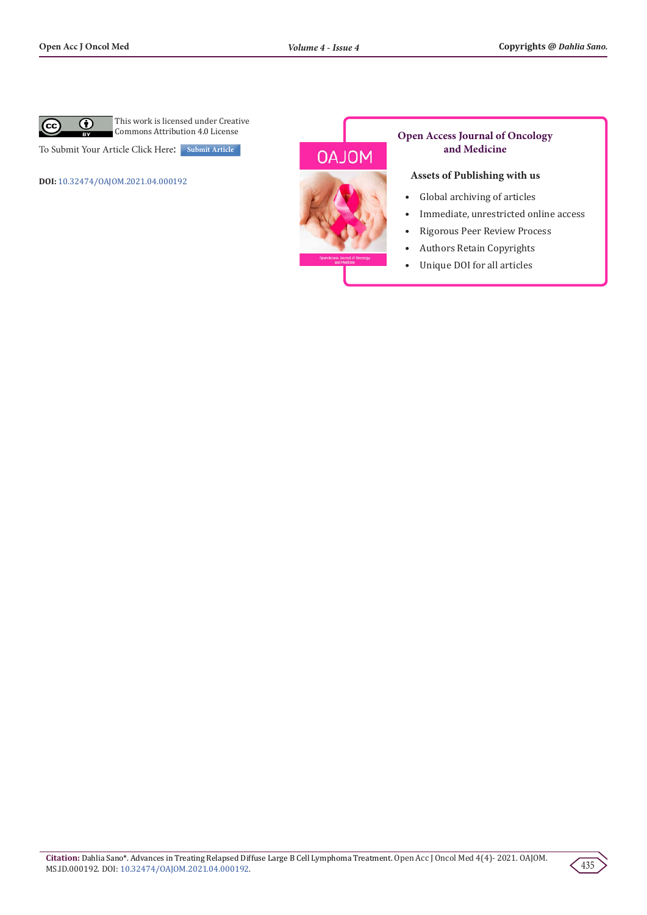This work is licensed under Creative Commons Attribution 4.0 License

To Submit Your Article Click Here: Submit Article

**DOI:** 10.32474/OAJOM.2021.04.000192

**Open Access Journal of Oncology and Medicine**

**Assets of Publishing with us**

- Global archiving of articles
- Immediate, unrestricted online access
- Rigorous Peer Review Process
- Authors Retain Copyrights
- Unique DOI for all articles

**Citation:** Dahlia Sano*. Advances in Treating Relapsed Diffuse Large B Cell Lymphoma Treatment. Open Acc J Oncol Med 4(4)- 2021. OAJOM. MS.ID.000192. DOI: 10.32474/OAJOM.2021.04.000192.